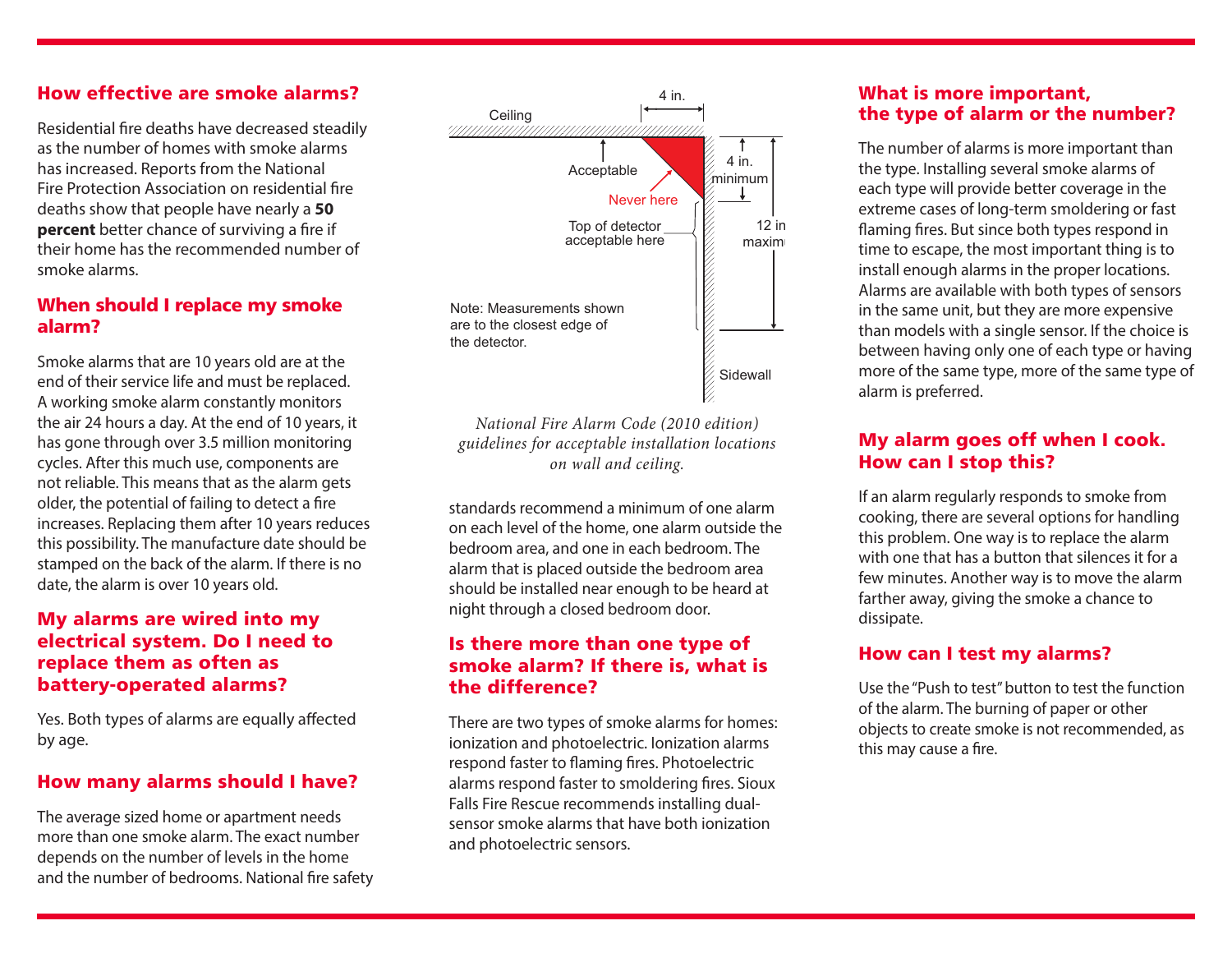## How effective are smoke alarms?

Residential fire deaths have decreased steadily as the number of homes with smoke alarms has increased. Reports from the National Fire Protection Association on residential fire deaths show that people have nearly a **50 percent** better chance of surviving a fire if their home has the recommended number of smoke alarms.

## When should I replace my smoke alarm?

Smoke alarms that are 10 years old are at the end of their service life and must be replaced. A working smoke alarm constantly monitors the air 24 hours a day. At the end of 10 years, it has gone through over 3.5 million monitoring cycles. After this much use, components are not reliable. This means that as the alarm gets older, the potential of failing to detect a fire increases. Replacing them after 10 years reduces this possibility. The manufacture date should be stamped on the back of the alarm. If there is no date, the alarm is over 10 years old.

## My alarms are wired into my electrical system. Do I need to replace them as often as battery-operated alarms?

Yes. Both types of alarms are equally affected by age.

## How many alarms should I have?

The average sized home or apartment needs more than one smoke alarm. The exact number depends on the number of levels in the home and the number of bedrooms. National fire safety standards recommend a minimum of one alarm on each level of the home, one alarm outside the bedroom area, and one in each bedroom. The alarm that is placed outside the bedroom area should be installed near enough to be heard at night through a closed bedroom door.

Ceiling | 4 in. | Acceptable | Never here | 4 in. minimum | Top of detector acceptable here | 12 in maximum | Sidewall

Note: Measurements shown are to the closest edge of the detector.

*National Fire Alarm Code (2010 edition) guidelines for acceptable installation locations on wall and ceiling.*

## Is there more than one type of smoke alarm? If there is, what is the difference?

There are two types of smoke alarms for homes: ionization and photoelectric. Ionization alarms respond faster to flaming fires. Photoelectric alarms respond faster to smoldering fires. Sioux Falls Fire Rescue recommends installing dual-sensor smoke alarms that have both ionization and photoelectric sensors.

## What is more important, the type of alarm or the number?

The number of alarms is more important than the type. Installing several smoke alarms of each type will provide better coverage in the extreme cases of long-term smoldering or fast flaming fires. But since both types respond in time to escape, the most important thing is to install enough alarms in the proper locations. Alarms are available with both types of sensors in the same unit, but they are more expensive than models with a single sensor. If the choice is between having only one of each type or having more of the same type, more of the same type of alarm is preferred.

## My alarm goes off when I cook. How can I stop this?

If an alarm regularly responds to smoke from cooking, there are several options for handling this problem. One way is to replace the alarm with one that has a button that silences it for a few minutes. Another way is to move the alarm farther away, giving the smoke a chance to dissipate.

## How can I test my alarms?

Use the "Push to test" button to test the function of the alarm. The burning of paper or other objects to create smoke is not recommended, as this may cause a fire.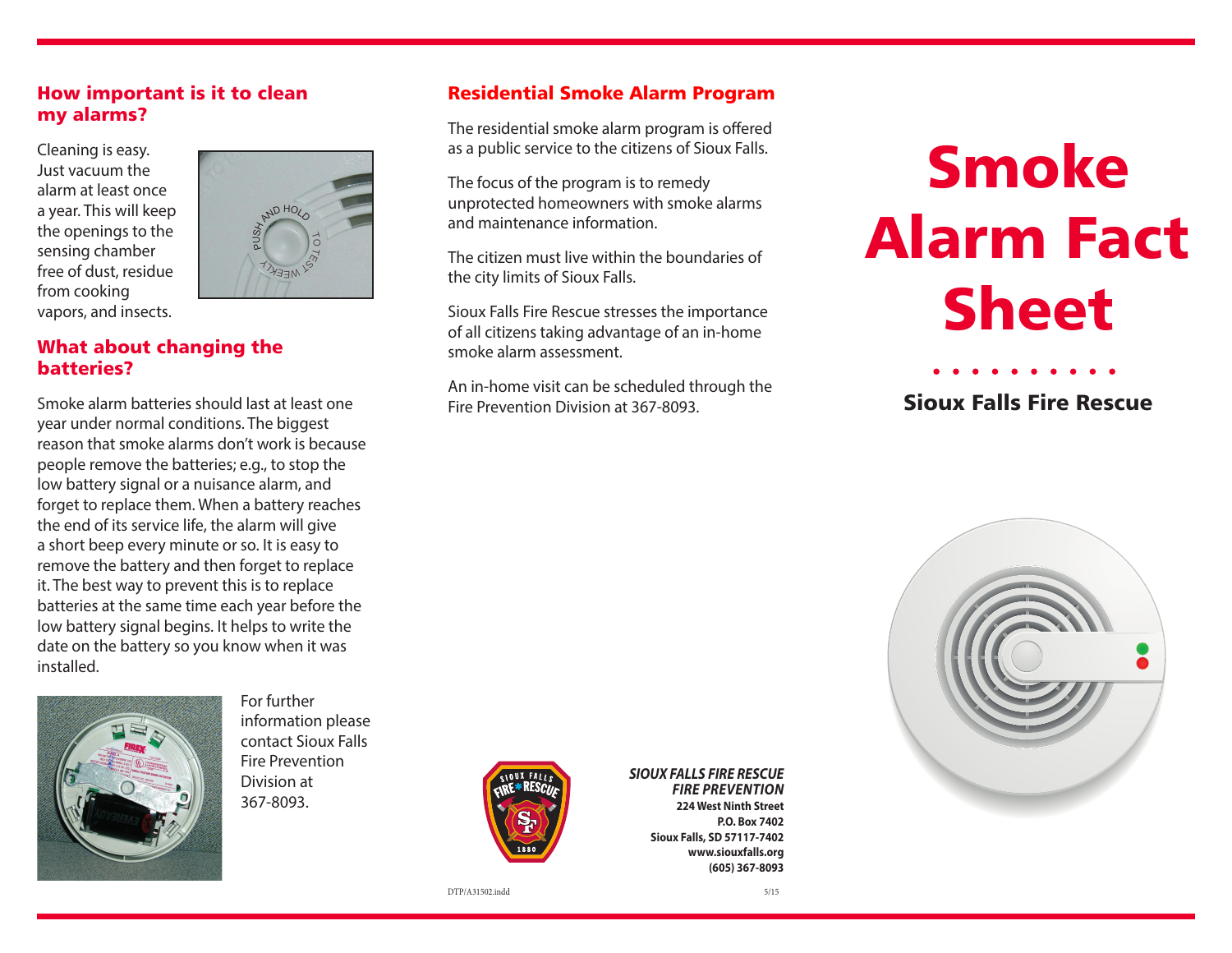## How important is it to clean my alarms?

Cleaning is easy. Just vacuum the alarm at least once a year. This will keep the openings to the sensing chamber free of dust, residue from cooking vapors, and insects.

## What about changing the batteries?

Smoke alarm batteries should last at least one year under normal conditions. The biggest reason that smoke alarms don't work is because people remove the batteries; e.g., to stop the low battery signal or a nuisance alarm, and forget to replace them. When a battery reaches the end of its service life, the alarm will give a short beep every minute or so. It is easy to remove the battery and then forget to replace it. The best way to prevent this is to replace batteries at the same time each year before the low battery signal begins. It helps to write the date on the battery so you know when it was installed.

For further information please contact Sioux Falls Fire Prevention Division at 367-8093.

## Residential Smoke Alarm Program

The residential smoke alarm program is offered as a public service to the citizens of Sioux Falls.

The focus of the program is to remedy unprotected homeowners with smoke alarms and maintenance information.

The citizen must live within the boundaries of the city limits of Sioux Falls.

Sioux Falls Fire Rescue stresses the importance of all citizens taking advantage of an in-home smoke alarm assessment.

An in-home visit can be scheduled through the Fire Prevention Division at 367-8093.

***SIOUX FALLS FIRE RESCUE***
***FIRE PREVENTION***
**224 West Ninth Street**
**P.O. Box 7402**
**Sioux Falls, SD 57117-7402**
**www.siouxfalls.org**
**(605) 367-8093**

DTP/A31502.indd 5/15

# Smoke Alarm Fact Sheet

## Sioux Falls Fire Rescue